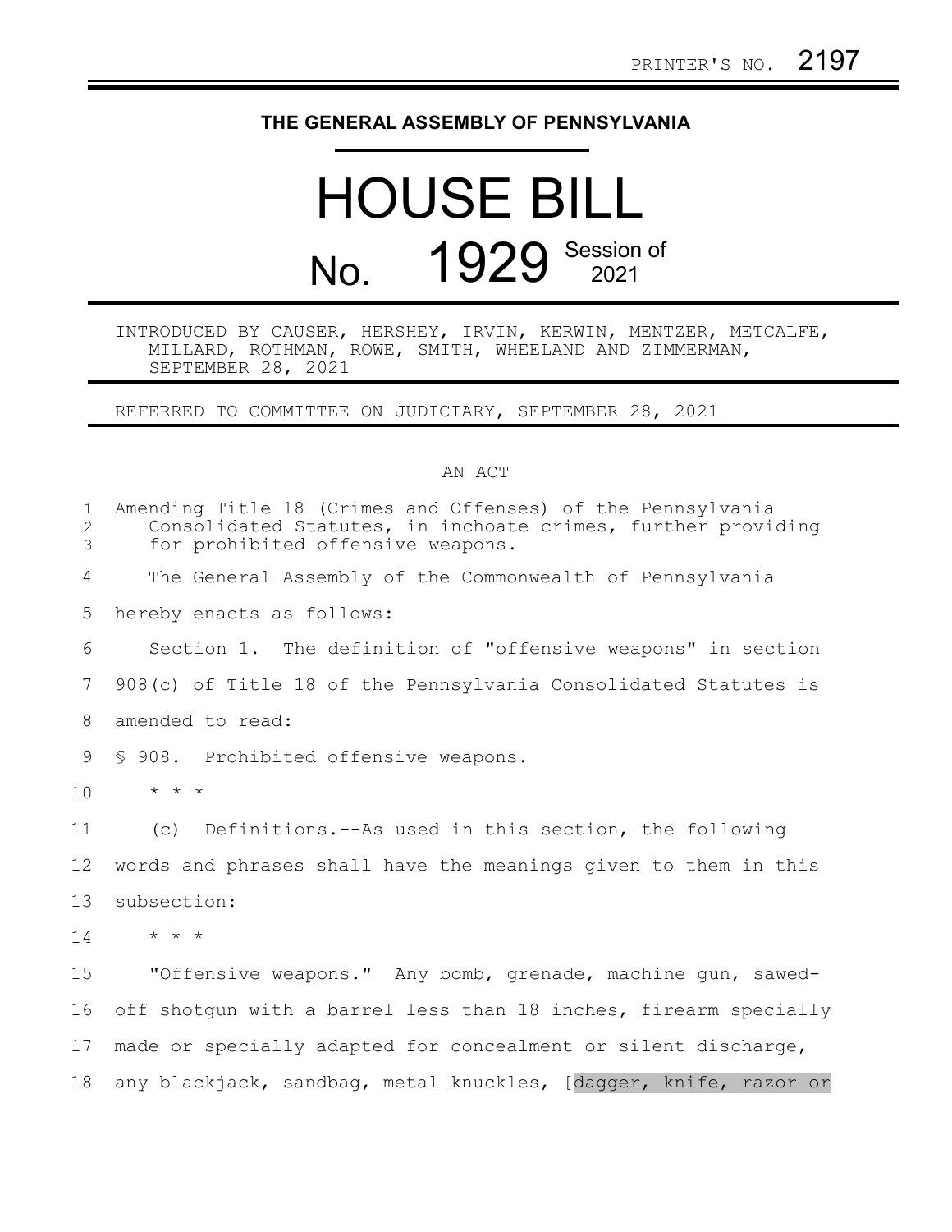PRINTER'S NO. 2197

# THE GENERAL ASSEMBLY OF PENNSYLVANIA

# HOUSE BILL

## No. 1929 Session of 2021

INTRODUCED BY CAUSER, HERSHEY, IRVIN, KERWIN, MENTZER, METCALFE, MILLARD, ROTHMAN, ROWE, SMITH, WHEELAND AND ZIMMERMAN, SEPTEMBER 28, 2021

REFERRED TO COMMITTEE ON JUDICIARY, SEPTEMBER 28, 2021

AN ACT

Amending Title 18 (Crimes and Offenses) of the Pennsylvania Consolidated Statutes, in inchoate crimes, further providing for prohibited offensive weapons.

The General Assembly of the Commonwealth of Pennsylvania hereby enacts as follows:

Section 1. The definition of "offensive weapons" in section 908(c) of Title 18 of the Pennsylvania Consolidated Statutes is amended to read:

§ 908. Prohibited offensive weapons.

* * *

(c) Definitions.--As used in this section, the following words and phrases shall have the meanings given to them in this subsection:

* * *

"Offensive weapons." Any bomb, grenade, machine gun, sawed-off shotgun with a barrel less than 18 inches, firearm specially made or specially adapted for concealment or silent discharge, any blackjack, sandbag, metal knuckles, [dagger, knife, razor or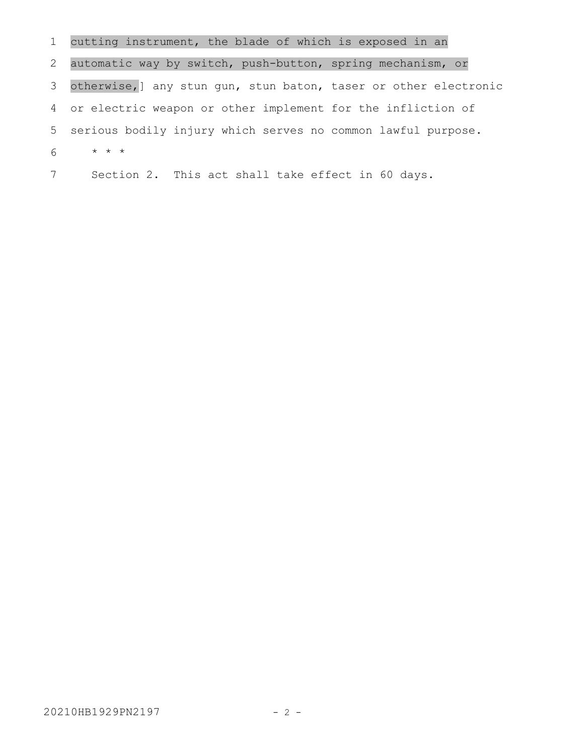cutting instrument, the blade of which is exposed in an automatic way by switch, push-button, spring mechanism, or otherwise,] any stun gun, stun baton, taser or other electronic or electric weapon or other implement for the infliction of serious bodily injury which serves no common lawful purpose.

\* \* \*

Section 2. This act shall take effect in 60 days.